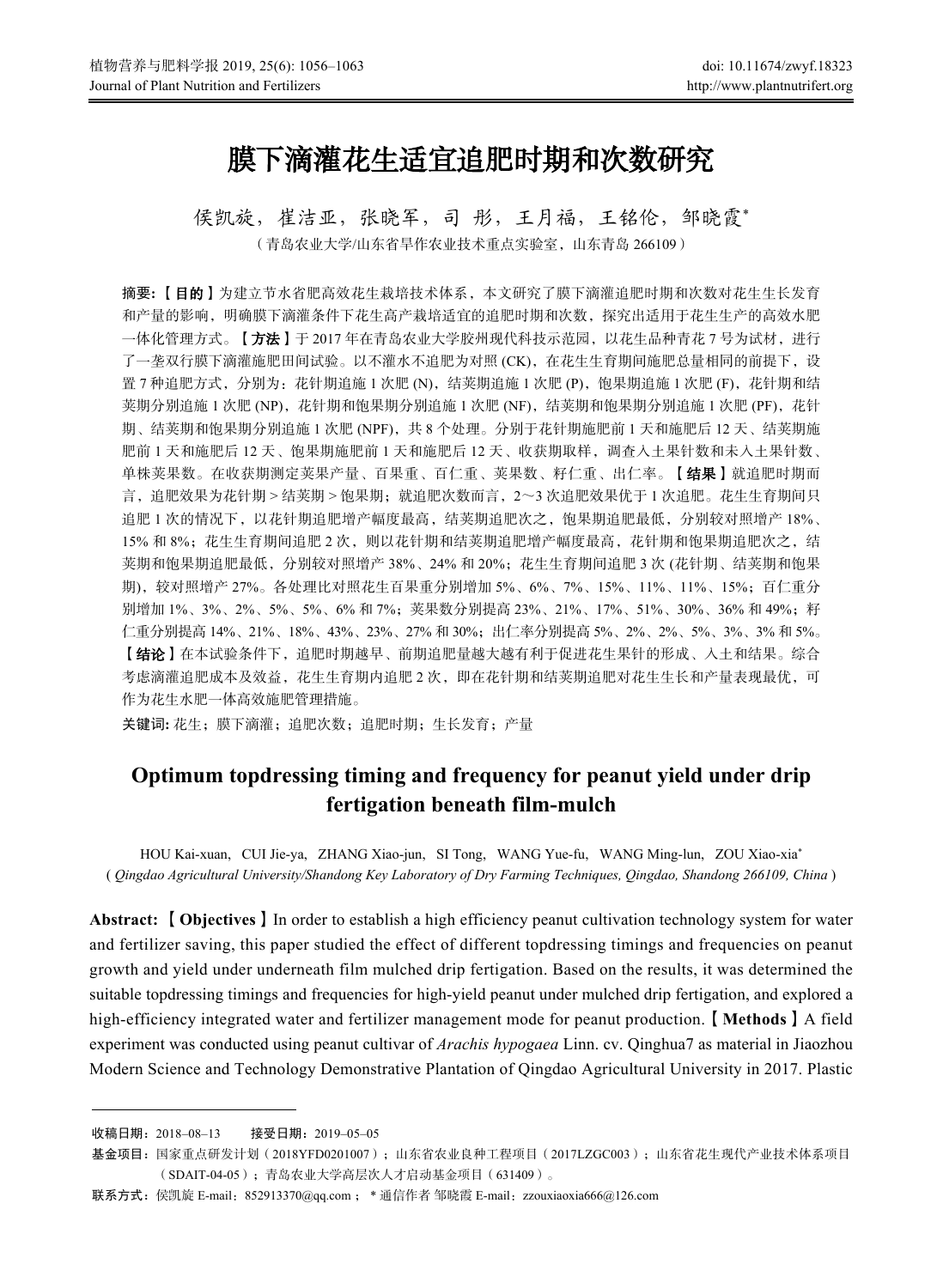# 膜下滴灌花生适宜追肥时期和次数研究

侯凯旋，崔洁亚，张晓军，司 彤，王月福，王铭伦，邹晓霞*

（青岛农业大学/山东省旱作农业技术重点实验室，山东青岛 266109）

**摘要:【目的】**为建立节水省肥高效花生栽培技术体系，本文研究了膜下滴灌追肥时期和次数对花生生长发育和产量的影响，明确膜下滴灌条件下花生高产栽培适宜的追肥时期和次数，探究出适用于花生生产的高效水肥一体化管理方式。**【方法】**于 2017 年在青岛农业大学胶州现代科技示范园，以花生品种青花 7 号为试材，进行了一垄双行膜下滴灌施肥田间试验。以不灌水不追肥为对照 (CK)，在花生生育期间施肥总量相同的前提下，设置 7 种追肥方式，分别为：花针期追施 1 次肥 (N)，结荚期追施 1 次肥 (P)，饱果期追施 1 次肥 (F)，花针期和结荚期分别追施 1 次肥 (NP)，花针期和饱果期分别追施 1 次肥 (NF)，结荚期和饱果期分别追施 1 次肥 (PF)，花针期、结荚期和饱果期分别追施 1 次肥 (NPF)，共 8 个处理。分别于花针期施肥前 1 天和施肥后 12 天、结荚期施肥前 1 天和施肥后 12 天、饱果期施肥前 1 天和施肥后 12 天、收获期取样，调查入土果针数和未入土果针数、单株荚果数。在收获期测定荚果产量、百果重、百仁重、荚果数、籽仁重、出仁率。**【结果】**就追肥时期而言，追肥效果为花针期 > 结荚期 > 饱果期；就追肥次数而言，2～3 次追肥效果优于 1 次追肥。花生生育期间只追肥 1 次的情况下，以花针期追肥增产幅度最高，结荚期追肥次之，饱果期追肥最低，分别较对照增产 18%、15% 和 8%；花生生育期间追肥 2 次，则以花针期和结荚期追肥增产幅度最高，花针期和饱果期追肥次之，结荚期和饱果期追肥最低，分别较对照增产 38%、24% 和 20%；花生生育期间追肥 3 次 (花针期、结荚期和饱果期)，较对照增产 27%。各处理比对照花生百果重分别增加 5%、6%、7%、15%、11%、11%、15%；百仁重分别增加 1%、3%、2%、5%、5%、6% 和 7%；荚果数分别提高 23%、21%、17%、51%、30%、36% 和 49%；籽仁重分别提高 14%、21%、18%、43%、23%、27% 和 30%；出仁率分别提高 5%、2%、2%、5%、3%、3% 和 5%。**【结论】**在本试验条件下，追肥时期越早、前期追肥量越大越有利于促进花生果针的形成、入土和结果。综合考虑滴灌追肥成本及效益，花生生育期内追肥 2 次，即在花针期和结荚期追肥对花生生长和产量表现最优，可作为花生水肥一体高效施肥管理措施。

**关键词:** 花生；膜下滴灌；追肥次数；追肥时期；生长发育；产量

# Optimum topdressing timing and frequency for peanut yield under drip fertigation beneath film-mulch

HOU Kai-xuan, CUI Jie-ya, ZHANG Xiao-jun, SI Tong, WANG Yue-fu, WANG Ming-lun, ZOU Xiao-xia*

( *Qingdao Agricultural University/Shandong Key Laboratory of Dry Farming Techniques, Qingdao, Shandong 266109, China* )

**Abstract:【Objectives】**In order to establish a high efficiency peanut cultivation technology system for water and fertilizer saving, this paper studied the effect of different topdressing timings and frequencies on peanut growth and yield under underneath film mulched drip fertigation. Based on the results, it was determined the suitable topdressing timings and frequencies for high-yield peanut under mulched drip fertigation, and explored a high-efficiency integrated water and fertilizer management mode for peanut production.**【Methods】**A field experiment was conducted using peanut cultivar of *Arachis hypogaea* Linn. cv. Qinghua7 as material in Jiaozhou Modern Science and Technology Demonstrative Plantation of Qingdao Agricultural University in 2017. Plastic

---

收稿日期：2018–08–13　　接受日期：2019–05–05

基金项目：国家重点研发计划（2018YFD0201007）；山东省农业良种工程项目（2017LZGC003）；山东省花生现代产业技术体系项目（SDAIT-04-05）；青岛农业大学高层次人才启动基金项目（631409）。

联系方式：侯凯旋 E-mail：852913370@qq.com ； * 通信作者 邹晓霞 E-mail：zzouxiaoxia666@126.com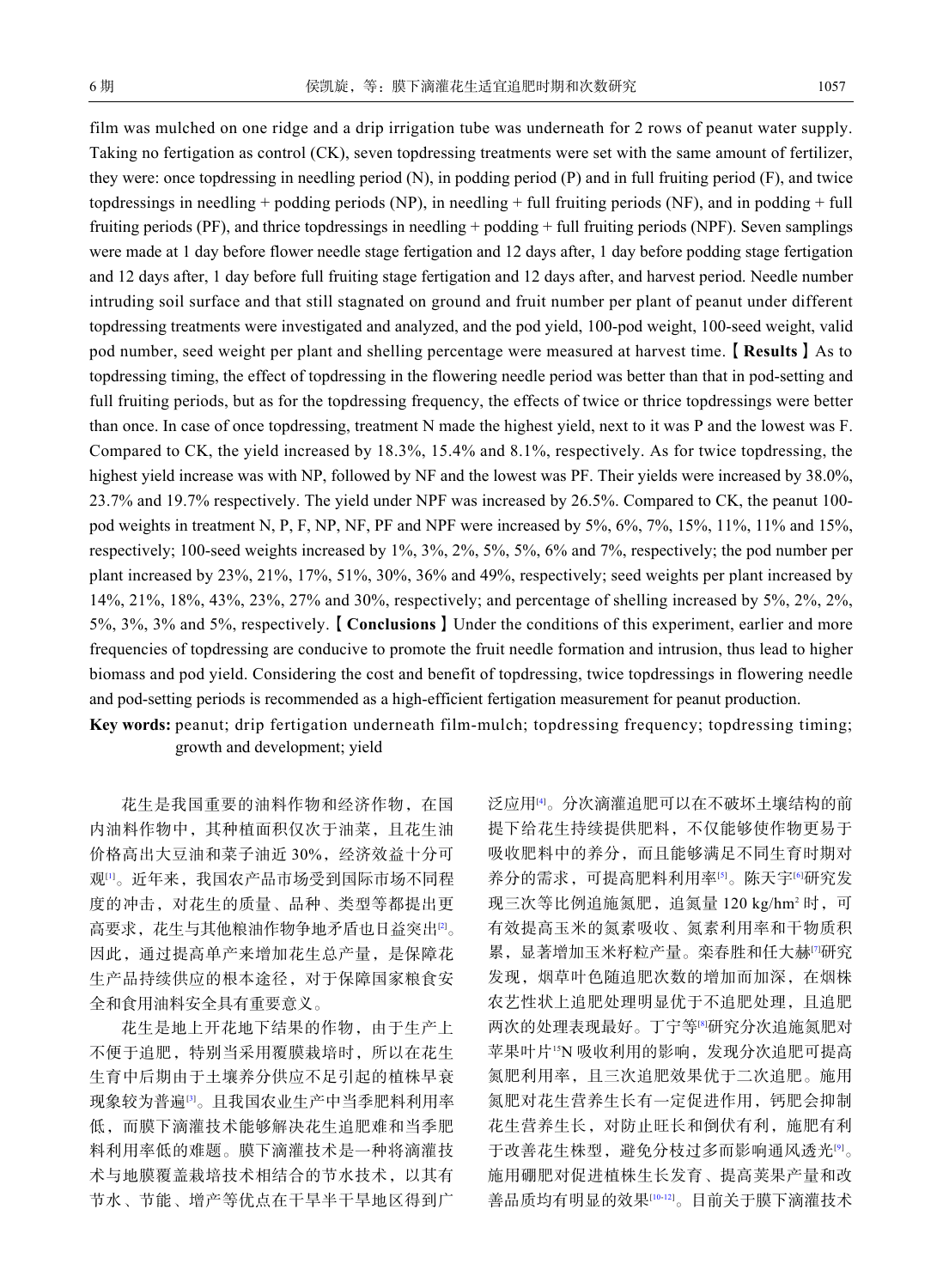film was mulched on one ridge and a drip irrigation tube was underneath for 2 rows of peanut water supply. Taking no fertigation as control (CK), seven topdressing treatments were set with the same amount of fertilizer, they were: once topdressing in needling period (N), in podding period (P) and in full fruiting period (F), and twice topdressings in needling + podding periods (NP), in needling + full fruiting periods (NF), and in podding + full fruiting periods (PF), and thrice topdressings in needling + podding + full fruiting periods (NPF). Seven samplings were made at 1 day before flower needle stage fertigation and 12 days after, 1 day before podding stage fertigation and 12 days after, 1 day before full fruiting stage fertigation and 12 days after, and harvest period. Needle number intruding soil surface and that still stagnated on ground and fruit number per plant of peanut under different topdressing treatments were investigated and analyzed, and the pod yield, 100-pod weight, 100-seed weight, valid pod number, seed weight per plant and shelling percentage were measured at harvest time. 【**Results**】As to topdressing timing, the effect of topdressing in the flowering needle period was better than that in pod-setting and full fruiting periods, but as for the topdressing frequency, the effects of twice or thrice topdressings were better than once. In case of once topdressing, treatment N made the highest yield, next to it was P and the lowest was F. Compared to CK, the yield increased by 18.3%, 15.4% and 8.1%, respectively. As for twice topdressing, the highest yield increase was with NP, followed by NF and the lowest was PF. Their yields were increased by 38.0%, 23.7% and 19.7% respectively. The yield under NPF was increased by 26.5%. Compared to CK, the peanut 100-pod weights in treatment N, P, F, NP, NF, PF and NPF were increased by 5%, 6%, 7%, 15%, 11%, 11% and 15%, respectively; 100-seed weights increased by 1%, 3%, 2%, 5%, 5%, 6% and 7%, respectively; the pod number per plant increased by 23%, 21%, 17%, 51%, 30%, 36% and 49%, respectively; seed weights per plant increased by 14%, 21%, 18%, 43%, 23%, 27% and 30%, respectively; and percentage of shelling increased by 5%, 2%, 2%, 5%, 3%, 3% and 5%, respectively. 【**Conclusions**】Under the conditions of this experiment, earlier and more frequencies of topdressing are conducive to promote the fruit needle formation and intrusion, thus lead to higher biomass and pod yield. Considering the cost and benefit of topdressing, twice topdressings in flowering needle and pod-setting periods is recommended as a high-efficient fertigation measurement for peanut production.

**Key words:** peanut; drip fertigation underneath film-mulch; topdressing frequency; topdressing timing; growth and development; yield

花生是我国重要的油料作物和经济作物，在国内油料作物中，其种植面积仅次于油菜，且花生油价格高出大豆油和菜子油近 30%，经济效益十分可观[1]。近年来，我国农产品市场受到国际市场不同程度的冲击，对花生的质量、品种、类型等都提出更高要求，花生与其他粮油作物争地矛盾也日益突出[2]。因此，通过提高单产来增加花生总产量，是保障花生产品持续供应的根本途径，对于保障国家粮食安全和食用油料安全具有重要意义。

花生是地上开花地下结果的作物，由于生产上不便于追肥，特别当采用覆膜栽培时，所以在花生生育中后期由于土壤养分供应不足引起的植株早衰现象较为普遍[3]。且我国农业生产中当季肥料利用率低，而膜下滴灌技术能够解决花生追肥难和当季肥料利用率低的难题。膜下滴灌技术是一种将滴灌技术与地膜覆盖栽培技术相结合的节水技术，以其有节水、节能、增产等优点在干旱半干旱地区得到广泛应用[4]。分次滴灌追肥可以在不破坏土壤结构的前提下给花生持续提供肥料，不仅能够使作物更易于吸收肥料中的养分，而且能够满足不同生育时期对养分的需求，可提高肥料利用率[5]。陈天宇[6]研究发现三次等比例追施氮肥，追氮量 120 kg/hm$^2$ 时，可有效提高玉米的氮素吸收、氮素利用率和干物质积累，显著增加玉米籽粒产量。栾春胜和任大赫[7]研究发现，烟草叶色随追肥次数的增加而加深，在烟株农艺性状上追肥处理明显优于不追肥处理，且追肥两次的处理表现最好。丁宁等[8]研究分次追施氮肥对苹果叶片$^{15}$N 吸收利用的影响，发现分次追肥可提高氮肥利用率，且三次追肥效果优于二次追肥。施用氮肥对花生营养生长有一定促进作用，钙肥会抑制花生营养生长，对防止旺长和倒伏有利，施肥有利于改善花生株型，避免分枝过多而影响通风透光[9]。施用硼肥对促进植株生长发育、提高荚果产量和改善品质均有明显的效果[10-12]。目前关于膜下滴灌技术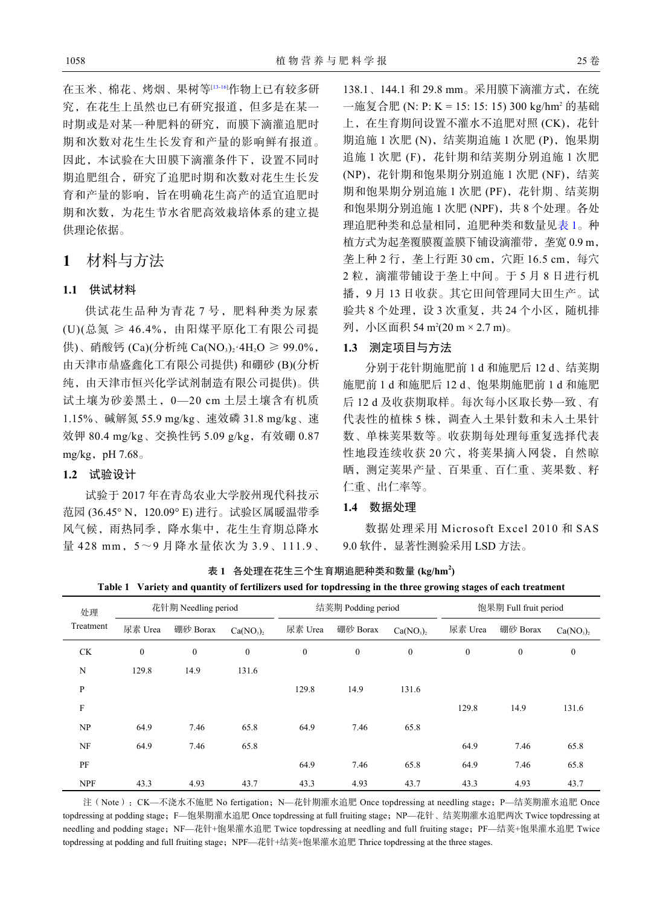在玉米、棉花、烤烟、果树等[13-16]作物上已有较多研究，在花生上虽然也已有研究报道，但多是在某一时期或是对某一种肥料的研究，而膜下滴灌追肥时期和次数对花生生长发育和产量的影响鲜有报道。因此，本试验在大田膜下滴灌条件下，设置不同时期追肥组合，研究了追肥时期和次数对花生生长发育和产量的影响，旨在明确花生高产的适宜追肥时期和次数，为花生节水省肥高效栽培体系的建立提供理论依据。

# 1 材料与方法

## 1.1 供试材料

供试花生品种为青花 7 号，肥料种类为尿素 (U)(总氮 ≥ 46.4%，由阳煤平原化工有限公司提供)、硝酸钙 (Ca)(分析纯 $Ca(NO_3)_2·4H_2O$ ≥ 99.0%，由天津市鼎盛鑫化工有限公司提供) 和硼砂 (B)(分析纯，由天津市恒兴化学试剂制造有限公司提供)。供试土壤为砂姜黑土，0—20 cm 土层土壤含有机质 1.15%、碱解氮 55.9 mg/kg、速效磷 31.8 mg/kg、速效钾 80.4 mg/kg、交换性钙 5.09 g/kg，有效硼 0.87 mg/kg，pH 7.68。

## 1.2 试验设计

试验于 2017 年在青岛农业大学胶州现代科技示范园 (36.45° N，120.09° E) 进行。试验区属暖温带季风气候，雨热同季，降水集中，花生生育期总降水量 428 mm，5～9 月降水量依次为 3.9、111.9、138.1、144.1 和 29.8 mm。采用膜下滴灌方式，在统一施复合肥 (N: P: K = 15: 15: 15) 300 kg/hm² 的基础上，在生育期间设置不灌水不追肥对照 (CK)，花针期追施 1 次肥 (N)，结荚期追施 1 次肥 (P)，饱果期追施 1 次肥 (F)，花针期和结荚期分别追施 1 次肥 (NP)，花针期和饱果期分别追施 1 次肥 (NF)，结荚期和饱果期分别追施 1 次肥 (PF)，花针期、结荚期和饱果期分别追施 1 次肥 (NPF)，共 8 个处理。各处理追肥种类和总量相同，追肥种类和数量见表 1。种植方式为起垄覆膜覆盖膜下铺设滴灌带，垄宽 0.9 m，垄上种 2 行，垄上行距 30 cm，穴距 16.5 cm，每穴 2 粒，滴灌带铺设于垄上中间。于 5 月 8 日进行机播，9 月 13 日收获。其它田间管理同大田生产。试验共 8 个处理，设 3 次重复，共 24 个小区，随机排列，小区面积 54 m²(20 m × 2.7 m)。

## 1.3 测定项目与方法

分别于花针期施肥前 1 d 和施肥后 12 d、结荚期施肥前 1 d 和施肥后 12 d、饱果期施肥前 1 d 和施肥后 12 d 及收获期取样。每次每小区取长势一致、有代表性的植株 5 株，调查入土果针数和未入土果针数、单株荚果数等。收获期每处理每重复选择代表性地段连续收获 20 穴，将荚果摘入网袋，自然晾晒，测定荚果产量、百果重、百仁重、荚果数、籽仁重、出仁率等。

## 1.4 数据处理

数据处理采用 Microsoft Excel 2010 和 SAS 9.0 软件，显著性测验采用 LSD 方法。

表 1 各处理在花生三个生育期追肥种类和数量 (kg/hm²)

Table 1 Variety and quantity of fertilizers used for topdressing in the three growing stages of each treatment

| 处理 Treatment | 花针期 Needling period | | | 结荚期 Podding period | | | 饱果期 Full fruit period | | |
|---|---|---|---|---|---|---|---|---|---|
| | 尿素 Urea | 硼砂 Borax | $Ca(NO_3)_2$ | 尿素 Urea | 硼砂 Borax | $Ca(NO_3)_2$ | 尿素 Urea | 硼砂 Borax | $Ca(NO_3)_2$ |
| CK | 0 | 0 | 0 | 0 | 0 | 0 | 0 | 0 | 0 |
| N | 129.8 | 14.9 | 131.6 | | | | | | |
| P | | | | 129.8 | 14.9 | 131.6 | | | |
| F | | | | | | | 129.8 | 14.9 | 131.6 |
| NP | 64.9 | 7.46 | 65.8 | 64.9 | 7.46 | 65.8 | | | |
| NF | 64.9 | 7.46 | 65.8 | | | | 64.9 | 7.46 | 65.8 |
| PF | | | | 64.9 | 7.46 | 65.8 | 64.9 | 7.46 | 65.8 |
| NPF | 43.3 | 4.93 | 43.7 | 43.3 | 4.93 | 43.7 | 43.3 | 4.93 | 43.7 |

注 (Note)：CK—不浇水不施肥 No fertigation；N—花针期灌水追肥 Once topdressing at needling stage；P—结荚期灌水追肥 Once topdressing at podding stage；F—饱果期灌水追肥 Once topdressing at full fruiting stage；NP—花针、结荚期灌水追肥两次 Twice topdressing at needling and podding stage；NF—花针+饱果灌水追肥 Twice topdressing at needling and full fruiting stage；PF—结荚+饱果灌水追肥 Twice topdressing at podding and full fruiting stage；NPF—花针+结荚+饱果灌水追肥 Thrice topdressing at the three stages.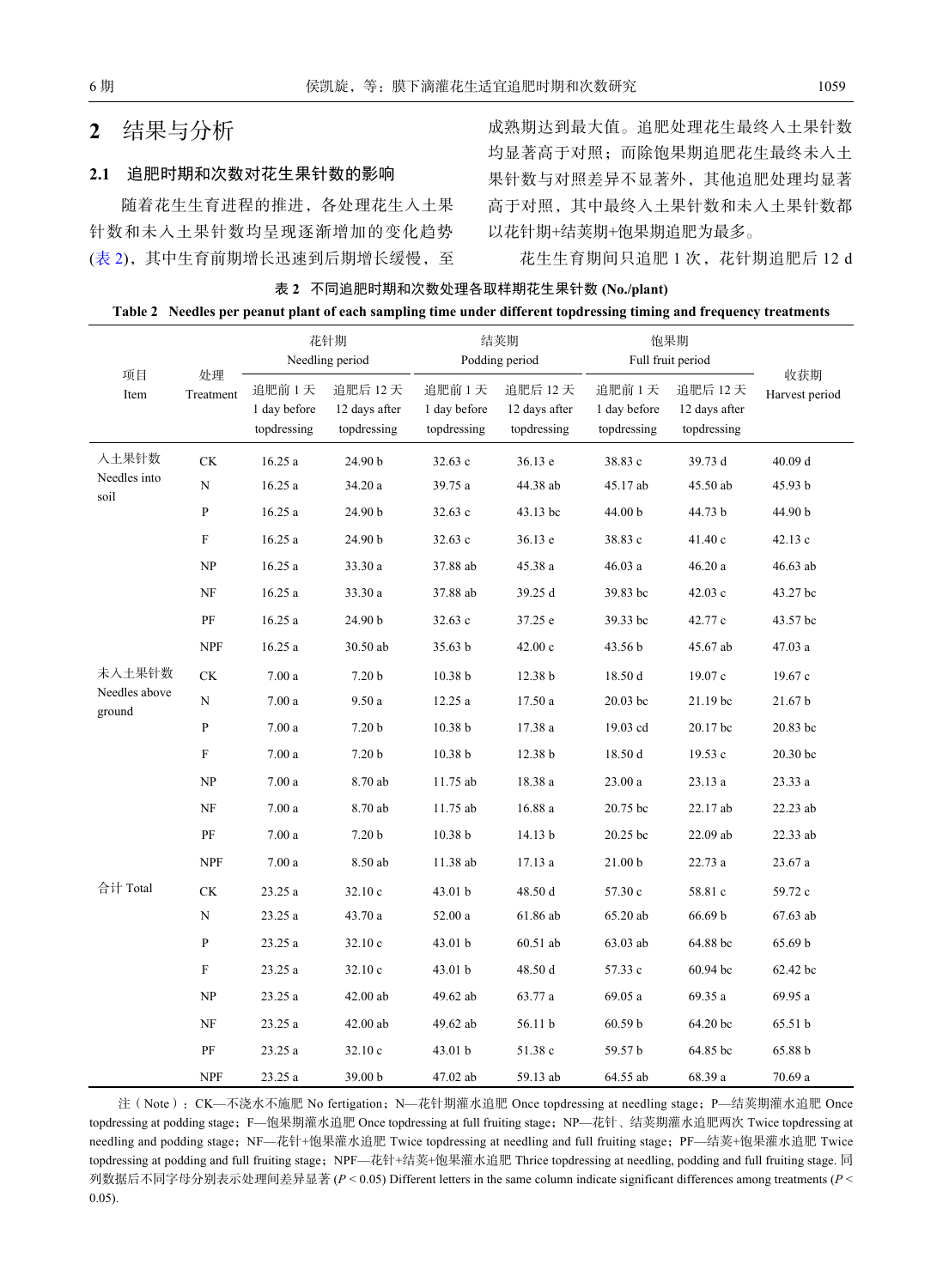## 2 结果与分析

### 2.1 追肥时期和次数对花生果针数的影响

随着花生生育进程的推进，各处理花生入土果针数和未入土果针数均呈现逐渐增加的变化趋势(表 2)，其中生育前期增长迅速到后期增长缓慢，至成熟期达到最大值。追肥处理花生最终入土果针数均显著高于对照；而除饱果期追肥花生最终未入土果针数与对照差异不显著外，其他追肥处理均显著高于对照，其中最终入土果针数和未入土果针数都以花针期+结荚期+饱果期追肥为最多。

花生生育期间只追肥 1 次，花针期追肥后 12 d

表 2 不同追肥时期和次数处理各取样期花生果针数 (No./plant)

Table 2 Needles per peanut plant of each sampling time under different topdressing timing and frequency treatments

| 项目 Item | 处理 Treatment | 花针期 Needling period | | 结荚期 Podding period | | 饱果期 Full fruit period | | 收获期 Harvest period |
|---|---|---|---|---|---|---|---|---|
| | | 追肥前 1 天 1 day before topdressing | 追肥后 12 天 12 days after topdressing | 追肥前 1 天 1 day before topdressing | 追肥后 12 天 12 days after topdressing | 追肥前 1 天 1 day before topdressing | 追肥后 12 天 12 days after topdressing | |
| 入土果针数 Needles into soil | CK | 16.25 a | 24.90 b | 32.63 c | 36.13 e | 38.83 c | 39.73 d | 40.09 d |
| | N | 16.25 a | 34.20 a | 39.75 a | 44.38 ab | 45.17 ab | 45.50 ab | 45.93 b |
| | P | 16.25 a | 24.90 b | 32.63 c | 43.13 bc | 44.00 b | 44.73 b | 44.90 b |
| | F | 16.25 a | 24.90 b | 32.63 c | 36.13 e | 38.83 c | 41.40 c | 42.13 c |
| | NP | 16.25 a | 33.30 a | 37.88 ab | 45.38 a | 46.03 a | 46.20 a | 46.63 ab |
| | NF | 16.25 a | 33.30 a | 37.88 ab | 39.25 d | 39.83 bc | 42.03 c | 43.27 bc |
| | PF | 16.25 a | 24.90 b | 32.63 c | 37.25 e | 39.33 bc | 42.77 c | 43.57 bc |
| | NPF | 16.25 a | 30.50 ab | 35.63 b | 42.00 c | 43.56 b | 45.67 ab | 47.03 a |
| 未入土果针数 Needles above ground | CK | 7.00 a | 7.20 b | 10.38 b | 12.38 b | 18.50 d | 19.07 c | 19.67 c |
| | N | 7.00 a | 9.50 a | 12.25 a | 17.50 a | 20.03 bc | 21.19 bc | 21.67 b |
| | P | 7.00 a | 7.20 b | 10.38 b | 17.38 a | 19.03 cd | 20.17 bc | 20.83 bc |
| | F | 7.00 a | 7.20 b | 10.38 b | 12.38 b | 18.50 d | 19.53 c | 20.30 bc |
| | NP | 7.00 a | 8.70 ab | 11.75 ab | 18.38 a | 23.00 a | 23.13 a | 23.33 a |
| | NF | 7.00 a | 8.70 ab | 11.75 ab | 16.88 a | 20.75 bc | 22.17 ab | 22.23 ab |
| | PF | 7.00 a | 7.20 b | 10.38 b | 14.13 b | 20.25 bc | 22.09 ab | 22.33 ab |
| | NPF | 7.00 a | 8.50 ab | 11.38 ab | 17.13 a | 21.00 b | 22.73 a | 23.67 a |
| 合计 Total | CK | 23.25 a | 32.10 c | 43.01 b | 48.50 d | 57.30 c | 58.81 c | 59.72 c |
| | N | 23.25 a | 43.70 a | 52.00 a | 61.86 ab | 65.20 ab | 66.69 b | 67.63 ab |
| | P | 23.25 a | 32.10 c | 43.01 b | 60.51 ab | 63.03 ab | 64.88 bc | 65.69 b |
| | F | 23.25 a | 32.10 c | 43.01 b | 48.50 d | 57.33 c | 60.94 bc | 62.42 bc |
| | NP | 23.25 a | 42.00 ab | 49.62 ab | 63.77 a | 69.05 a | 69.35 a | 69.95 a |
| | NF | 23.25 a | 42.00 ab | 49.62 ab | 56.11 b | 60.59 b | 64.20 bc | 65.51 b |
| | PF | 23.25 a | 32.10 c | 43.01 b | 51.38 c | 59.57 b | 64.85 bc | 65.88 b |
| | NPF | 23.25 a | 39.00 b | 47.02 ab | 59.13 ab | 64.55 ab | 68.39 a | 70.69 a |

注（Note）：CK—不浇水不施肥 No fertigation；N—花针期灌水追肥 Once topdressing at needling stage；P—结荚期灌水追肥 Once topdressing at podding stage；F—饱果期灌水追肥 Once topdressing at full fruiting stage；NP—花针、结荚期灌水追肥两次 Twice topdressing at needling and podding stage；NF—花针+饱果灌水追肥 Twice topdressing at needling and full fruiting stage；PF—结荚+饱果灌水追肥 Twice topdressing at podding and full fruiting stage；NPF—花针+结荚+饱果灌水追肥 Thrice topdressing at needling, podding and full fruiting stage. 同列数据后不同字母分别表示处理间差异显著 ($P < 0.05$) Different letters in the same column indicate significant differences among treatments ($P < 0.05$).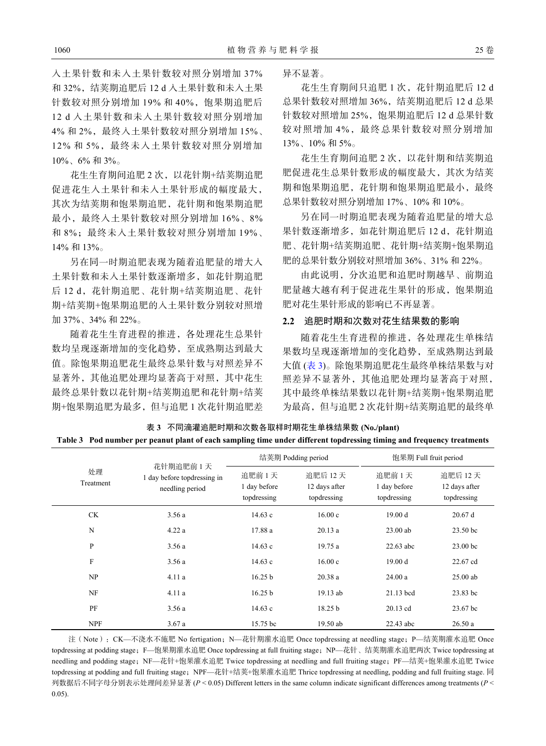入土果针数和未入土果针数较对照分别增加 37% 和 32%，结荚期追肥后 12 d 入土果针数和未入土果针数较对照分别增加 19% 和 40%，饱果期追肥后 12 d 入土果针数和未入土果针数较对照分别增加 4% 和 2%，最终入土果针数较对照分别增加 15%、12% 和 5%，最终未入土果针数较对照分别增加 10%、6% 和 3%。

花生生育期间追肥 2 次，以花针期+结荚期追肥促进花生入土果针和未入土果针形成的幅度最大，其次为结荚期和饱果期追肥，花针期和饱果期追肥最小，最终入土果针数较对照分别增加 16%、8% 和 8%；最终未入土果针数较对照分别增加 19%、14% 和 13%。

另在同一时期追肥表现为随着追肥量的增大入土果针数和未入土果针数逐渐增多，如花针期追肥后 12 d，花针期追肥、花针期+结荚期追肥、花针期+结荚期+饱果期追肥的入土果针数分别较对照增加 37%、34% 和 22%。

随着花生生育进程的推进，各处理花生总果针数均呈现逐渐增加的变化趋势，至成熟期达到最大值。除饱果期追肥花生最终总果针数与对照差异不显著外，其他追肥处理均显著高于对照，其中花生最终总果针数以花针期+结荚期追肥和花针期+结荚期+饱果期追肥为最多，但与追肥 1 次花针期追肥差异不显著。

花生生育期间只追肥 1 次，花针期追肥后 12 d 总果针数较对照增加 36%，结荚期追肥后 12 d 总果针数较对照增加 25%，饱果期追肥后 12 d 总果针数较对照增加 4%，最终总果针数较对照分别增加 13%、10% 和 5%。

花生生育期间追肥 2 次，以花针期和结荚期追肥促进花生总果针数形成的幅度最大，其次为结荚期和饱果期追肥，花针期和饱果期追肥最小，最终总果针数较对照分别增加 17%、10% 和 10%。

另在同一时期追肥表现为随着追肥量的增大总果针数逐渐增多，如花针期追肥后 12 d，花针期追肥、花针期+结荚期追肥、花针期+结荚期+饱果期追肥的总果针数分别较对照增加 36%、31% 和 22%。

由此说明，分次追肥和追肥时期越早、前期追肥量越大越有利于促进花生果针的形成，饱果期追肥对花生果针形成的影响已不再显著。

## 2.2 追肥时期和次数对花生结果数的影响

随着花生生育进程的推进，各处理花生单株结果数均呈现逐渐增加的变化趋势，至成熟期达到最大值 (表 3)。除饱果期追肥花生最终单株结果数与对照差异不显著外，其他追肥处理均显著高于对照，其中最终单株结果数以花针期+结荚期+饱果期追肥为最高，但与追肥 2 次花针期+结荚期追肥的最终单

**表 3 不同滴灌追肥时期和次数各取样时期花生单株结果数 (No./plant)**

**Table 3 Pod number per peanut plant of each sampling time under different topdressing timing and frequency treatments**

| 处理 Treatment | 花针期追肥前 1 天 1 day before topdressing in needling period | 结荚期 Podding period | | 饱果期 Full fruit period | |
|---|---|---|---|---|---|
| | | 追肥前 1 天 1 day before topdressing | 追肥后 12 天 12 days after topdressing | 追肥前 1 天 1 day before topdressing | 追肥后 12 天 12 days after topdressing |
| CK | 3.56 a | 14.63 c | 16.00 c | 19.00 d | 20.67 d |
| N | 4.22 a | 17.88 a | 20.13 a | 23.00 ab | 23.50 bc |
| P | 3.56 a | 14.63 c | 19.75 a | 22.63 abc | 23.00 bc |
| F | 3.56 a | 14.63 c | 16.00 c | 19.00 d | 22.67 cd |
| NP | 4.11 a | 16.25 b | 20.38 a | 24.00 a | 25.00 ab |
| NF | 4.11 a | 16.25 b | 19.13 ab | 21.13 bcd | 23.83 bc |
| PF | 3.56 a | 14.63 c | 18.25 b | 20.13 cd | 23.67 bc |
| NPF | 3.67 a | 15.75 bc | 19.50 ab | 22.43 abc | 26.50 a |

注 (Note)：CK—不浇水不施肥 No fertigation；N—花针期灌水追肥 Once topdressing at needling stage；P—结荚期灌水追肥 Once topdressing at podding stage；F—饱果期灌水追肥 Once topdressing at full fruiting stage；NP—花针、结荚期灌水追肥两次 Twice topdressing at needling and podding stage；NF—花针+饱果灌水追肥 Twice topdressing at needling and full fruiting stage；PF—结荚+饱果灌水追肥 Twice topdressing at podding and full fruiting stage；NPF—花针+结荚+饱果灌水追肥 Thrice topdressing at needling, podding and full fruiting stage. 同列数据后不同字母分别表示处理间差异显著 ($P < 0.05$) Different letters in the same column indicate significant differences among treatments ($P < 0.05$).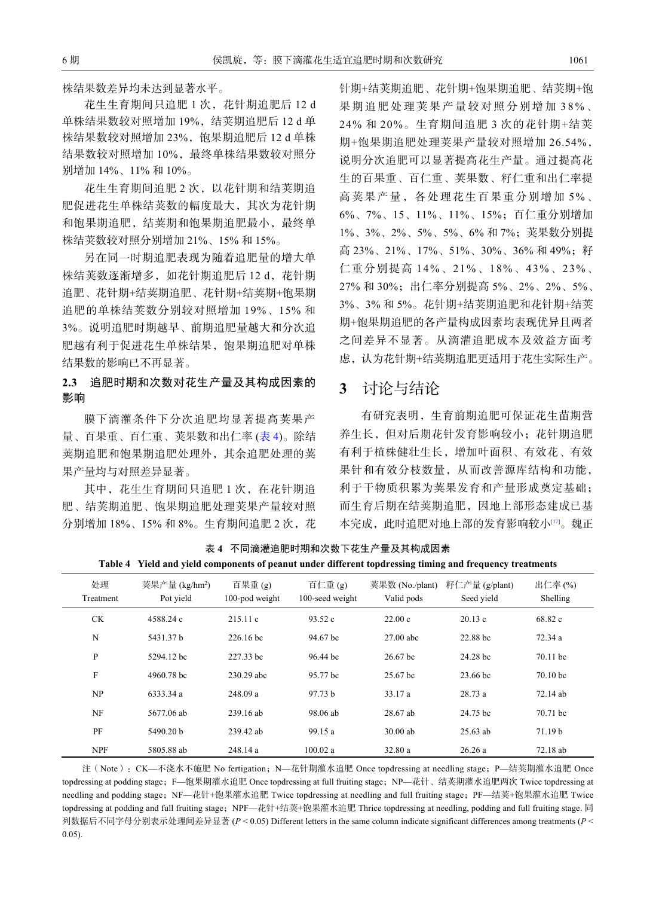株结果数差异均未达到显著水平。

花生生育期间只追肥 1 次，花针期追肥后 12 d 单株结果数较对照增加 19%，结荚期追肥后 12 d 单株结果数较对照增加 23%，饱果期追肥后 12 d 单株结果数较对照增加 10%，最终单株结果数较对照分别增加 14%、11% 和 10%。

花生生育期间追肥 2 次，以花针期和结荚期追肥促进花生单株结荚数的幅度最大，其次为花针期和饱果期追肥，结荚期和饱果期追肥最小，最终单株结荚数较对照分别增加 21%、15% 和 15%。

另在同一时期追肥表现为随着追肥量的增大单株结荚数逐渐增多，如花针期追肥后 12 d，花针期追肥、花针期+结荚期追肥、花针期+结荚期+饱果期追肥的单株结荚数分别较对照增加 19%、15% 和 3%。说明追肥时期越早、前期追肥量越大和分次追肥越有利于促进花生单株结果，饱果期追肥对单株结果数的影响已不再显著。

### 2.3 追肥时期和次数对花生产量及其构成因素的影响

膜下滴灌条件下分次追肥均显著提高荚果产量、百果重、百仁重、荚果数和出仁率 (表 4)。除结荚期追肥和饱果期追肥处理外，其余追肥处理的荚果产量均与对照差异显著。

其中，花生生育期间只追肥 1 次，在花针期追肥、结荚期追肥、饱果期追肥处理荚果产量较对照分别增加 18%、15% 和 8%。生育期间追肥 2 次，花针期+结荚期追肥、花针期+饱果期追肥、结荚期+饱果期追肥处理荚果产量较对照分别增加 38%、24% 和 20%。生育期间追肥 3 次的花针期+结荚期+饱果期追肥处理荚果产量较对照增加 26.54%，说明分次追肥可以显著提高花生产量。通过提高花生的百果重、百仁重、荚果数、籽仁重和出仁率提高荚果产量，各处理花生百果重分别增加 5%、6%、7%、15、11%、11%、15%；百仁重分别增加 1%、3%、2%、5%、5%、6% 和 7%；荚果数分别提高 23%、21%、17%、51%、30%、36% 和 49%；籽仁重分别提高 14%、21%、18%、43%、23%、27% 和 30%；出仁率分别提高 5%、2%、2%、5%、3%、3% 和 5%。花针期+结荚期追肥和花针期+结荚期+饱果期追肥的各产量构成因素均表现优异且两者之间差异不显著。从滴灌追肥成本及效益方面考虑，认为花针期+结荚期追肥更适用于花生实际生产。

表 4 不同滴灌追肥时期和次数下花生产量及其构成因素

**Table 4 Yield and yield components of peanut under different topdressing timing and frequency treatments**

| 处理<br>Treatment | 荚果产量 (kg/hm$^2$)<br>Pot yield | 百果重 (g)<br>100-pod weight | 百仁重 (g)<br>100-seed weight | 荚果数 (No./plant)<br>Valid pods | 籽仁产量 (g/plant)<br>Seed yield | 出仁率 (%)<br>Shelling |
|---|---|---|---|---|---|---|
| CK | 4588.24 c | 215.11 c | 93.52 c | 22.00 c | 20.13 c | 68.82 c |
| N | 5431.37 b | 226.16 bc | 94.67 bc | 27.00 abc | 22.88 bc | 72.34 a |
| P | 5294.12 bc | 227.33 bc | 96.44 bc | 26.67 bc | 24.28 bc | 70.11 bc |
| F | 4960.78 bc | 230.29 abc | 95.77 bc | 25.67 bc | 23.66 bc | 70.10 bc |
| NP | 6333.34 a | 248.09 a | 97.73 b | 33.17 a | 28.73 a | 72.14 ab |
| NF | 5677.06 ab | 239.16 ab | 98.06 ab | 28.67 ab | 24.75 bc | 70.71 bc |
| PF | 5490.20 b | 239.42 ab | 99.15 a | 30.00 ab | 25.63 ab | 71.19 b |
| NPF | 5805.88 ab | 248.14 a | 100.02 a | 32.80 a | 26.26 a | 72.18 ab |

注（Note）：CK—不浇水不施肥 No fertigation；N—花针期灌水追肥 Once topdressing at needling stage；P—结荚期灌水追肥 Once topdressing at podding stage；F—饱果期灌水追肥 Once topdressing at full fruiting stage；NP—花针、结荚期灌水追肥两次 Twice topdressing at needling and podding stage；NF—花针+饱果灌水追肥 Twice topdressing at needling and full fruiting stage；PF—结荚+饱果灌水追肥 Twice topdressing at podding and full fruiting stage；NPF—花针+结荚+饱果灌水追肥 Thrice topdressing at needling, podding and full fruiting stage. 同列数据后不同字母分别表示处理间差异显著 ($P < 0.05$) Different letters in the same column indicate significant differences among treatments ($P < 0.05$).

## 3 讨论与结论

有研究表明，生育前期追肥可保证花生苗期营养生长，但对后期花针发育影响较小；花针期追肥有利于植株健壮生长，增加叶面积、有效花、有效果针和有效分枝数量，从而改善源库结构和功能，利于干物质积累为荚果发育和产量形成奠定基础；而生育后期在结荚期追肥，因地上部形态建成已基本完成，此时追肥对地上部的发育影响较小[17]。魏正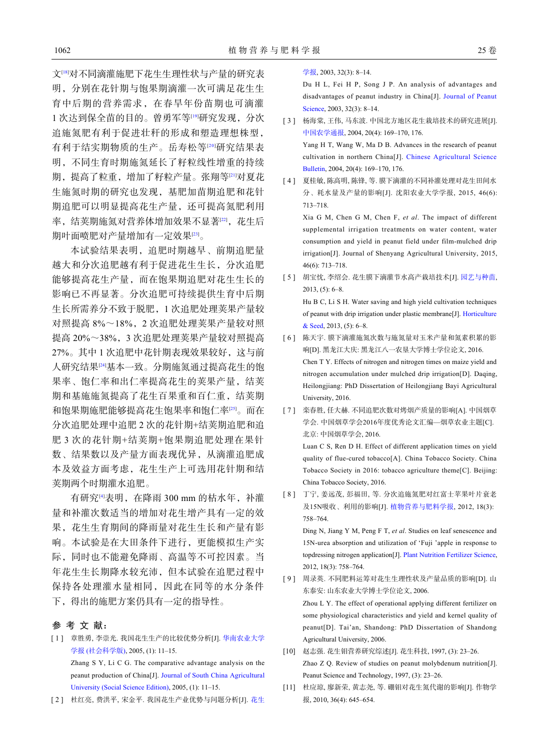文[18]对不同滴灌施肥下花生生理性状与产量的研究表明，分别在花针期与饱果期滴灌一次可满足花生生育中后期的营养需求，在春旱年份苗期也可滴灌1次达到保全苗的目的。曾勇军等[19]研究发现，分次追施氮肥有利于促进壮杆的形成和塑造理想株型，有利于结实期物质的生产。岳寿松等[20]研究结果表明，不同生育时期施氮延长了籽粒线性增重的持续期，提高了粒重，增加了籽粒产量。张翔等[21]对夏花生施氮时期的研究也发现，基肥加苗期追肥和花针期追肥可以明显提高花生产量，还可提高氮肥利用率，结荚期施氮对营养体增加效果不显著[22]，花生后期叶面喷肥对产量增加有一定效果[23]。

本试验结果表明，追肥时期越早、前期追肥量越大和分次追肥越有利于促进花生生长，分次追肥能够提高花生产量，而在饱果期追肥对花生生长的影响已不再显著。分次追肥可持续提供生育中后期生长所需养分不致于脱肥，1次追肥处理荚果产量较对照提高8%～18%，2次追肥处理荚果产量较对照提高20%～38%，3次追肥处理荚果产量较对照提高27%。其中1次追肥中花针期表现效果较好，这与前人研究结果[24]基本一致。分期施氮通过提高花生的饱果率、饱仁率和出仁率提高花生的荚果产量，结荚期和基施施氮提高了花生百果重和百仁重，结荚期和饱果期施肥能够提高花生饱果率和饱仁率[25]。而在分次追肥处理中追肥2次的花针期+结荚期追肥和追肥3次的花针期+结荚期+饱果期追肥处理在果针数、结果数以及产量方面表现优异，从滴灌追肥成本及效益方面考虑，花生生产上可选用花针期和结荚期两个时期灌水追肥。

有研究[4]表明，在降雨300 mm的枯水年，补灌量和补灌次数适当的增加对花生增产具有一定的效果，花生生育期间的降雨量对花生生长和产量有影响。本试验是在大田条件下进行，更能模拟生产实际，同时也不能避免降雨、高温等不可控因素。当年花生生长期降水较充沛，但本试验在追肥过程中保持各处理灌水量相同，因此在同等的水分条件下，得出的施肥方案仍具有一定的指导性。

## 参 考 文 献：

[1] 章胜勇, 李崇光. 我国花生生产的比较优势分析[J]. 华南农业大学学报 (社会科学版), 2005, (1): 11–15.
Zhang S Y, Li C G. The comparative advantage analysis on the peanut production of China[J]. Journal of South China Agricultural University (Social Science Edition), 2005, (1): 11–15.

[2] 杜红亮, 费洪平, 宋金平. 我国花生产业优势与问题分析[J]. 花生学报, 2003, 32(3): 8–14.
Du H L, Fei H P, Song J P. An analysis of advantages and disadvantages of peanut industry in China[J]. Journal of Peanut Science, 2003, 32(3): 8–14.

[3] 杨海棠, 王伟, 马东波. 中国北方地区花生栽培技术的研究进展[J]. 中国农学通报, 2004, 20(4): 169–170, 176.
Yang H T, Wang W, Ma D B. Advances in the research of peanut cultivation in northern China[J]. Chinese Agricultural Science Bulletin, 2004, 20(4): 169–170, 176.

[4] 夏桂敏, 陈高明, 陈锋, 等. 膜下滴灌的不同补灌处理对花生田间水分、耗水量及产量的影响[J]. 沈阳农业大学学报, 2015, 46(6): 713–718.
Xia G M, Chen G M, Chen F, *et al*. The impact of different supplemental irrigation treatments on water content, water consumption and yield in peanut field under film-mulched drip irrigation[J]. Journal of Shenyang Agricultural University, 2015, 46(6): 713–718.

[5] 胡宝忱, 李绍会. 花生膜下滴灌节水高产栽培技术[J]. 园艺与种苗, 2013, (5): 6–8.
Hu B C, Li S H. Water saving and high yield cultivation techniques of peanut with drip irrigation under plastic membrane[J]. Horticulture & Seed, 2013, (5): 6–8.

[6] 陈天宇. 膜下滴灌施氮次数与施氮量对玉米产量和氮素积累的影响[D]. 黑龙江大庆: 黑龙江八一农垦大学博士学位论文, 2016.
Chen T Y. Effects of nitrogen and nitrogen times on maize yield and nitrogen accumulation under mulched drip irrigation[D]. Daqing, Heilongjiang: PhD Dissertation of Heilongjiang Bayi Agricultural University, 2016.

[7] 栾春胜, 任大赫. 不同追肥次数对烤烟产质量的影响[A]. 中国烟草学会. 中国烟草学会2016年度优秀论文汇编—烟草农业主题[C]. 北京: 中国烟草学会, 2016.
Luan C S, Ren D H. Effect of different application times on yield quality of flue-cured tobacco[A]. China Tobacco Society. China Tobacco Society in 2016: tobacco agriculture theme[C]. Beijing: China Tobacco Society, 2016.

[8] 丁宁, 姜远茂, 彭福田, 等. 分次追施氮肥对红富士苹果叶片衰老及15N吸收、利用的影响[J]. 植物营养与肥料学报, 2012, 18(3): 758–764.
Ding N, Jiang Y M, Peng F T, *et al*. Studies on leaf senescence and 15N-urea absorption and utilization of ‘Fuji ’apple in response to topdressing nitrogen application[J]. Plant Nutrition Fertilizer Science, 2012, 18(3): 758–764.

[9] 周录英. 不同肥料运筹对花生生理性状及产量品质的影响[D]. 山东泰安: 山东农业大学博士学位论文, 2006.
Zhou L Y. The effect of operational applying different fertilizer on some physiological characteristics and yield and kernel quality of peanut[D]. Tai’an, Shandong: PhD Dissertation of Shandong Agricultural University, 2006.

[10] 赵志强. 花生钼营养研究综述[J]. 花生科技, 1997, (3): 23–26.
Zhao Z Q. Review of studies on peanut molybdenum nutrition[J]. Peanut Science and Technology, 1997, (3): 23–26.

[11] 杜应琼, 廖新荣, 黄志尧, 等. 硼钼对花生氮代谢的影响[J]. 作物学报, 2010, 36(4): 645–654.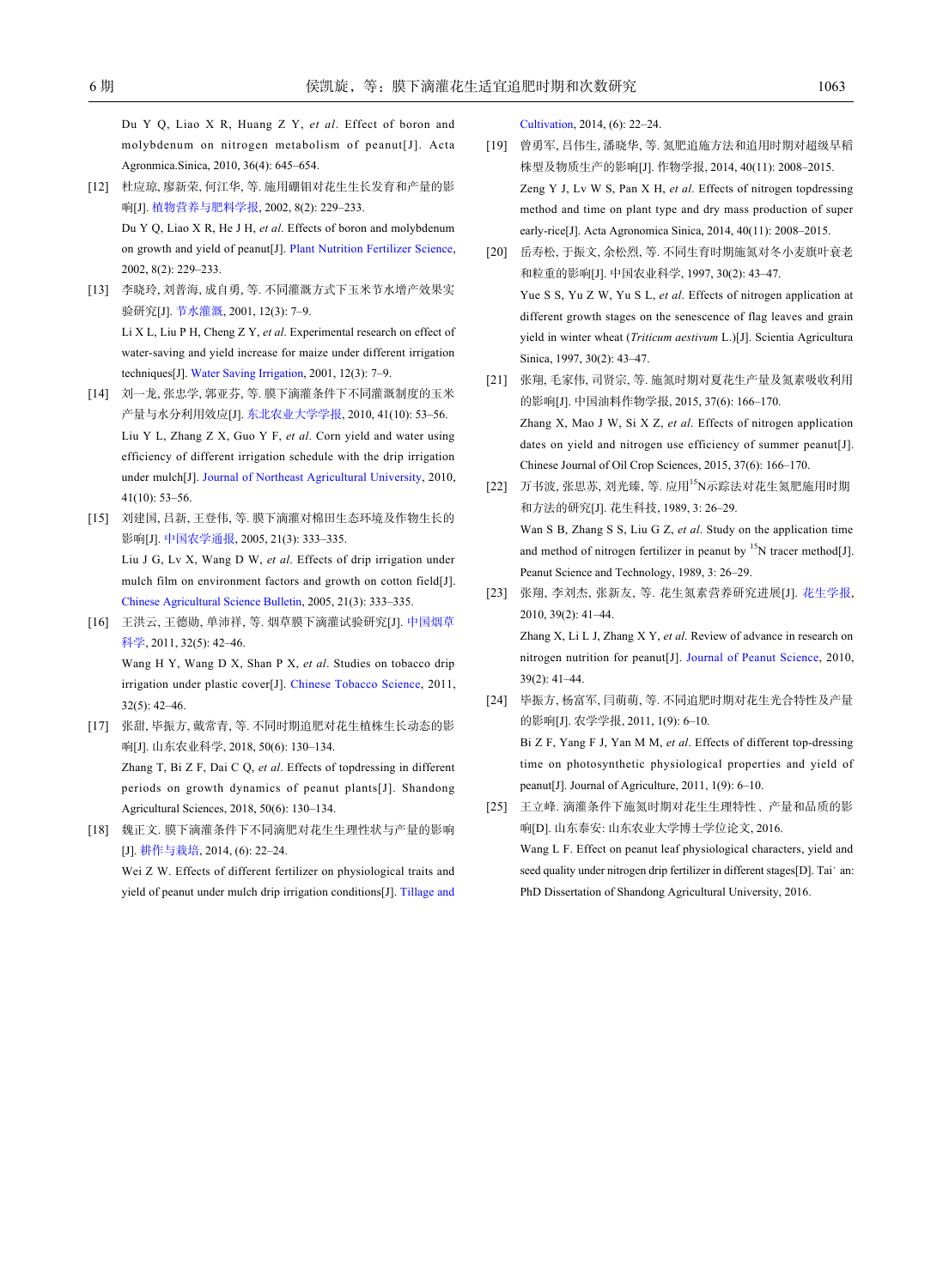Du Y Q, Liao X R, Huang Z Y, *et al*. Effect of boron and molybdenum on nitrogen metabolism of peanut[J]. Acta Agronmica.Sinica, 2010, 36(4): 645–654.

[12] 杜应琼, 廖新荣, 何江华, 等. 施用硼钼对花生生长发育和产量的影响[J]. 植物营养与肥料学报, 2002, 8(2): 229–233.
Du Y Q, Liao X R, He J H, *et al*. Effects of boron and molybdenum on growth and yield of peanut[J]. Plant Nutrition Fertilizer Science, 2002, 8(2): 229–233.

[13] 李晓玲, 刘普海, 成自勇, 等. 不同灌溉方式下玉米节水增产效果实验研究[J]. 节水灌溉, 2001, 12(3): 7–9.
Li X L, Liu P H, Cheng Z Y, *et al*. Experimental research on effect of water-saving and yield increase for maize under different irrigation techniques[J]. Water Saving Irrigation, 2001, 12(3): 7–9.

[14] 刘一龙, 张忠学, 郭亚芬, 等. 膜下滴灌条件下不同灌溉制度的玉米产量与水分利用效应[J]. 东北农业大学学报, 2010, 41(10): 53–56.
Liu Y L, Zhang Z X, Guo Y F, *et al*. Corn yield and water using efficiency of different irrigation schedule with the drip irrigation under mulch[J]. Journal of Northeast Agricultural University, 2010, 41(10): 53–56.

[15] 刘建国, 吕新, 王登伟, 等. 膜下滴灌对棉田生态环境及作物生长的影响[J]. 中国农学通报, 2005, 21(3): 333–335.
Liu J G, Lv X, Wang D W, *et al*. Effects of drip irrigation under mulch film on environment factors and growth on cotton field[J]. Chinese Agricultural Science Bulletin, 2005, 21(3): 333–335.

[16] 王洪云, 王德勋, 单沛祥, 等. 烟草膜下滴灌试验研究[J]. 中国烟草科学, 2011, 32(5): 42–46.
Wang H Y, Wang D X, Shan P X, *et al*. Studies on tobacco drip irrigation under plastic cover[J]. Chinese Tobacco Science, 2011, 32(5): 42–46.

[17] 张甜, 毕振方, 戴常青, 等. 不同时期追肥对花生植株生长动态的影响[J]. 山东农业科学, 2018, 50(6): 130–134.
Zhang T, Bi Z F, Dai C Q, *et al*. Effects of topdressing in different periods on growth dynamics of peanut plants[J]. Shandong Agricultural Sciences, 2018, 50(6): 130–134.

[18] 魏正文. 膜下滴灌条件下不同滴肥对花生生理性状与产量的影响[J]. 耕作与栽培, 2014, (6): 22–24.
Wei Z W. Effects of different fertilizer on physiological traits and yield of peanut under mulch drip irrigation conditions[J]. Tillage and Cultivation, 2014, (6): 22–24.

[19] 曾勇军, 吕伟生, 潘晓华, 等. 氮肥追施方法和追用时期对超级早稻株型及物质生产的影响[J]. 作物学报, 2014, 40(11): 2008–2015.
Zeng Y J, Lv W S, Pan X H, *et al*. Effects of nitrogen topdressing method and time on plant type and dry mass production of super early-rice[J]. Acta Agronomica Sinica, 2014, 40(11): 2008–2015.

[20] 岳寿松, 于振文, 余松烈, 等. 不同生育时期施氮对冬小麦旗叶衰老和粒重的影响[J]. 中国农业科学, 1997, 30(2): 43–47.
Yue S S, Yu Z W, Yu S L, *et al*. Effects of nitrogen application at different growth stages on the senescence of flag leaves and grain yield in winter wheat (*Triticum aestivum* L.)[J]. Scientia Agricultura Sinica, 1997, 30(2): 43–47.

[21] 张翔, 毛家伟, 司贤宗, 等. 施氮时期对夏花生产量及氮素吸收利用的影响[J]. 中国油料作物学报, 2015, 37(6): 166–170.
Zhang X, Mao J W, Si X Z, *et al*. Effects of nitrogen application dates on yield and nitrogen use efficiency of summer peanut[J]. Chinese Journal of Oil Crop Sciences, 2015, 37(6): 166–170.

[22] 万书波, 张思苏, 刘光臻, 等. 应用$^{15}$N示踪法对花生氮肥施用时期和方法的研究[J]. 花生科技, 1989, 3: 26–29.
Wan S B, Zhang S S, Liu G Z, *et al*. Study on the application time and method of nitrogen fertilizer in peanut by $^{15}$N tracer method[J]. Peanut Science and Technology, 1989, 3: 26–29.

[23] 张翔, 李刘杰, 张新友, 等. 花生氮素营养研究进展[J]. 花生学报, 2010, 39(2): 41–44.
Zhang X, Li L J, Zhang X Y, *et al*. Review of advance in research on nitrogen nutrition for peanut[J]. Journal of Peanut Science, 2010, 39(2): 41–44.

[24] 毕振方, 杨富军, 闫萌萌, 等. 不同追肥时期对花生光合特性及产量的影响[J]. 农学学报, 2011, 1(9): 6–10.
Bi Z F, Yang F J, Yan M M, *et al*. Effects of different top-dressing time on photosynthetic physiological properties and yield of peanut[J]. Journal of Agriculture, 2011, 1(9): 6–10.

[25] 王立峰. 滴灌条件下施氮时期对花生生理特性、产量和品质的影响[D]. 山东泰安: 山东农业大学博士学位论文, 2016.
Wang L F. Effect on peanut leaf physiological characters, yield and seed quality under nitrogen drip fertilizer in different stages[D]. Tai' an: PhD Dissertation of Shandong Agricultural University, 2016.